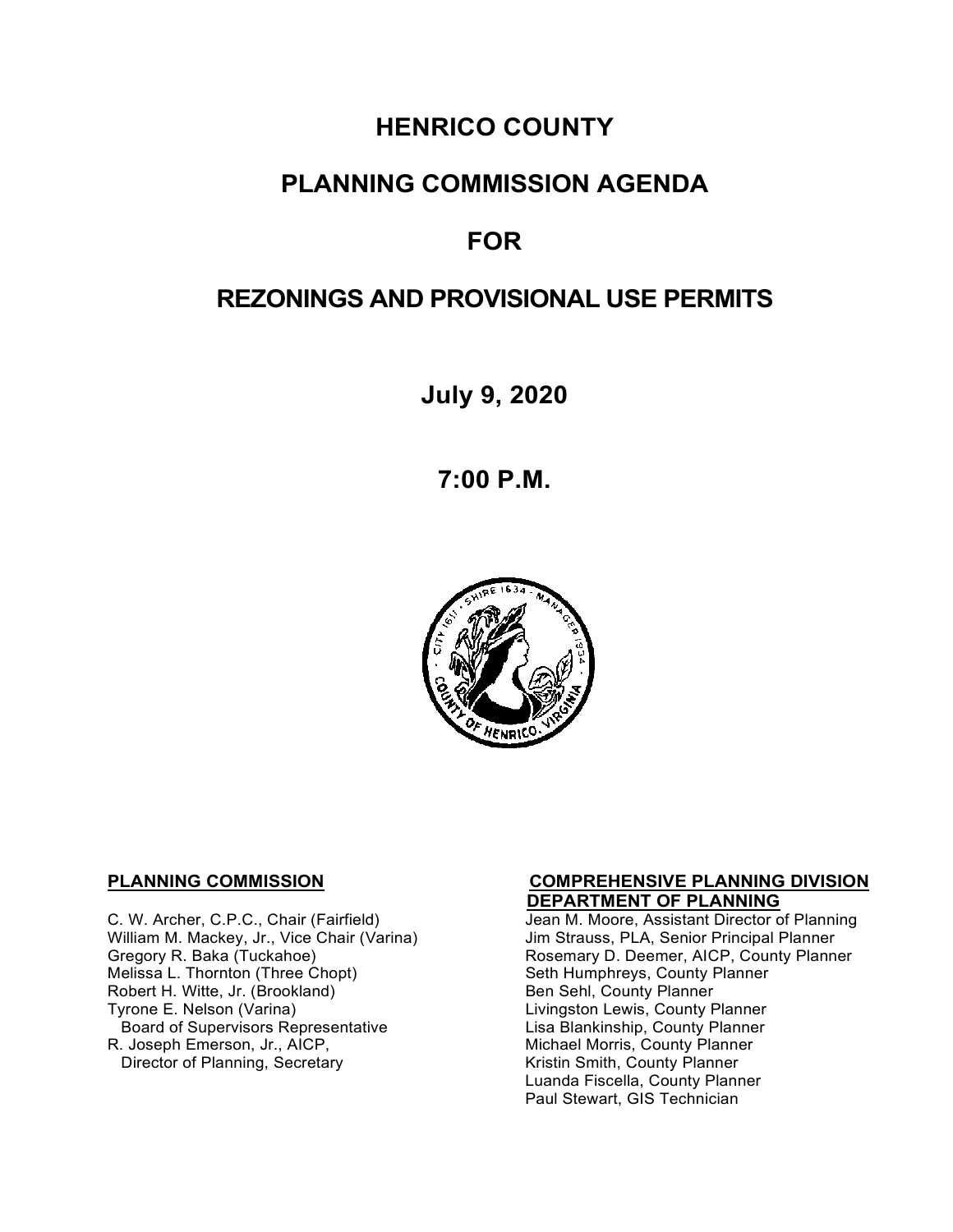# HENRICO COUNTY

# PLANNING COMMISSION AGENDA

# FOR

# REZONINGS AND PROVISIONAL USE PERMITS

**July 9, 2020**

**7:00 P.M.**

**PLANNING COMMISSION**

C. W. Archer, C.P.C., Chair (Fairfield)
William M. Mackey, Jr., Vice Chair (Varina)
Gregory R. Baka (Tuckahoe)
Melissa L. Thornton (Three Chopt)
Robert H. Witte, Jr. (Brookland)
Tyrone E. Nelson (Varina)
Board of Supervisors Representative
R. Joseph Emerson, Jr., AICP,
Director of Planning, Secretary

**COMPREHENSIVE PLANNING DIVISION DEPARTMENT OF PLANNING**

Jean M. Moore, Assistant Director of Planning
Jim Strauss, PLA, Senior Principal Planner
Rosemary D. Deemer, AICP, County Planner
Seth Humphreys, County Planner
Ben Sehl, County Planner
Livingston Lewis, County Planner
Lisa Blankinship, County Planner
Michael Morris, County Planner
Kristin Smith, County Planner
Luanda Fiscella, County Planner
Paul Stewart, GIS Technician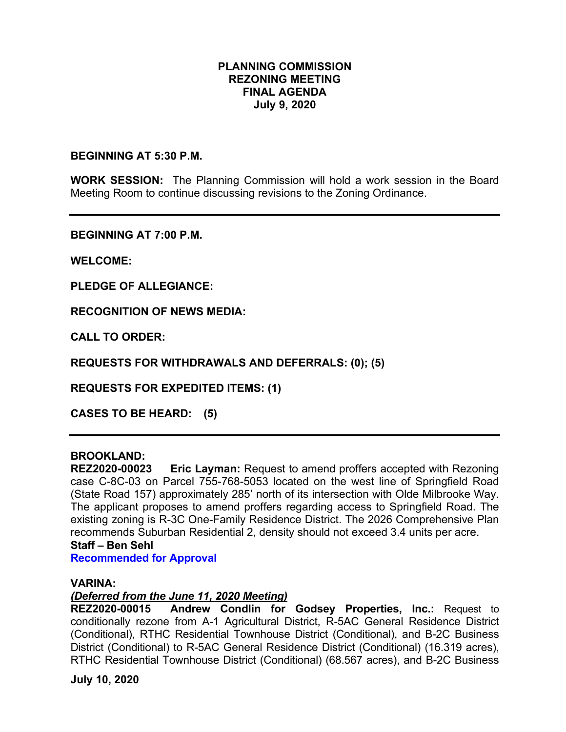# PLANNING COMMISSION
## REZONING MEETING
## FINAL AGENDA
## July 9, 2020

**BEGINNING AT 5:30 P.M.**

**WORK SESSION:** The Planning Commission will hold a work session in the Board Meeting Room to continue discussing revisions to the Zoning Ordinance.

---

**BEGINNING AT 7:00 P.M.**

**WELCOME:**

**PLEDGE OF ALLEGIANCE:**

**RECOGNITION OF NEWS MEDIA:**

**CALL TO ORDER:**

**REQUESTS FOR WITHDRAWALS AND DEFERRALS: (0); (5)**

**REQUESTS FOR EXPEDITED ITEMS: (1)**

**CASES TO BE HEARD: (5)**

---

**BROOKLAND:**
**REZ2020-00023 Eric Layman:** Request to amend proffers accepted with Rezoning case C-8C-03 on Parcel 755-768-5053 located on the west line of Springfield Road (State Road 157) approximately 285' north of its intersection with Olde Milbrooke Way. The applicant proposes to amend proffers regarding access to Springfield Road. The existing zoning is R-3C One-Family Residence District. The 2026 Comprehensive Plan recommends Suburban Residential 2, density should not exceed 3.4 units per acre.
**Staff – Ben Sehl**
**Recommended for Approval**

**VARINA:**
***(Deferred from the June 11, 2020 Meeting)***
**REZ2020-00015 Andrew Condlin for Godsey Properties, Inc.:** Request to conditionally rezone from A-1 Agricultural District, R-5AC General Residence District (Conditional), RTHC Residential Townhouse District (Conditional), and B-2C Business District (Conditional) to R-5AC General Residence District (Conditional) (16.319 acres), RTHC Residential Townhouse District (Conditional) (68.567 acres), and B-2C Business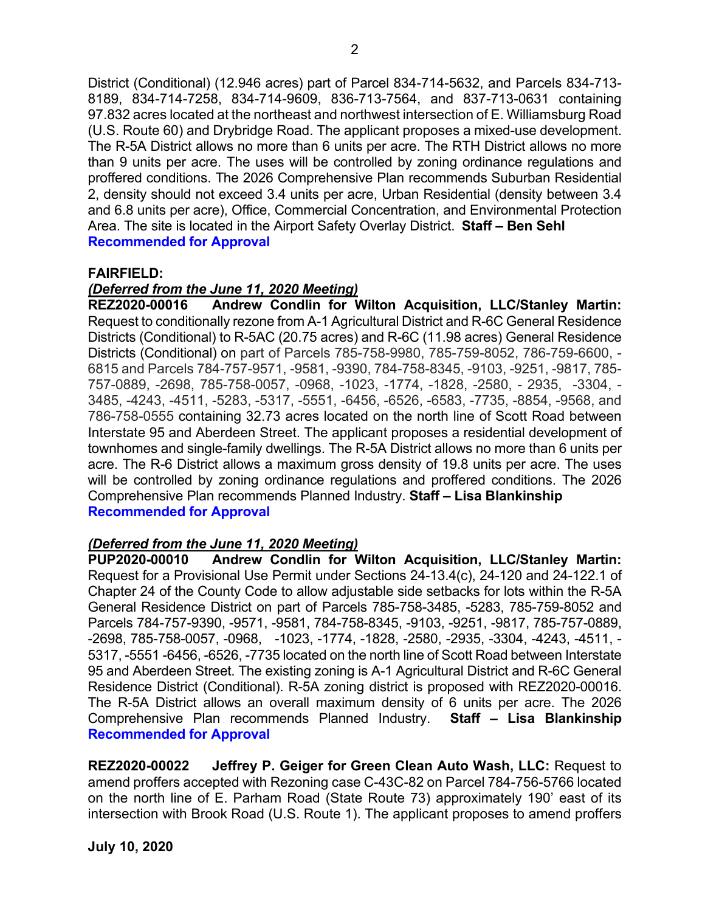District (Conditional) (12.946 acres) part of Parcel 834-714-5632, and Parcels 834-713-8189, 834-714-7258, 834-714-9609, 836-713-7564, and 837-713-0631 containing 97.832 acres located at the northeast and northwest intersection of E. Williamsburg Road (U.S. Route 60) and Drybridge Road. The applicant proposes a mixed-use development. The R-5A District allows no more than 6 units per acre. The RTH District allows no more than 9 units per acre. The uses will be controlled by zoning ordinance regulations and proffered conditions. The 2026 Comprehensive Plan recommends Suburban Residential 2, density should not exceed 3.4 units per acre, Urban Residential (density between 3.4 and 6.8 units per acre), Office, Commercial Concentration, and Environmental Protection Area. The site is located in the Airport Safety Overlay District. **Staff – Ben Sehl**
**Recommended for Approval**

**FAIRFIELD:**

***(Deferred from the June 11, 2020 Meeting)***
**REZ2020-00016 Andrew Condlin for Wilton Acquisition, LLC/Stanley Martin:** Request to conditionally rezone from A-1 Agricultural District and R-6C General Residence Districts (Conditional) to R-5AC (20.75 acres) and R-6C (11.98 acres) General Residence Districts (Conditional) on part of Parcels 785-758-9980, 785-759-8052, 786-759-6600, -6815 and Parcels 784-757-9571, -9581, -9390, 784-758-8345, -9103, -9251, -9817, 785-757-0889, -2698, 785-758-0057, -0968, -1023, -1774, -1828, -2580, - 2935, -3304, -3485, -4243, -4511, -5283, -5317, -5551, -6456, -6526, -6583, -7735, -8854, -9568, and 786-758-0555 containing 32.73 acres located on the north line of Scott Road between Interstate 95 and Aberdeen Street. The applicant proposes a residential development of townhomes and single-family dwellings. The R-5A District allows no more than 6 units per acre. The R-6 District allows a maximum gross density of 19.8 units per acre. The uses will be controlled by zoning ordinance regulations and proffered conditions. The 2026 Comprehensive Plan recommends Planned Industry. **Staff – Lisa Blankinship**
**Recommended for Approval**

***(Deferred from the June 11, 2020 Meeting)***
**PUP2020-00010 Andrew Condlin for Wilton Acquisition, LLC/Stanley Martin:** Request for a Provisional Use Permit under Sections 24-13.4(c), 24-120 and 24-122.1 of Chapter 24 of the County Code to allow adjustable side setbacks for lots within the R-5A General Residence District on part of Parcels 785-758-3485, -5283, 785-759-8052 and Parcels 784-757-9390, -9571, -9581, 784-758-8345, -9103, -9251, -9817, 785-757-0889, -2698, 785-758-0057, -0968, -1023, -1774, -1828, -2580, -2935, -3304, -4243, -4511, -5317, -5551 -6456, -6526, -7735 located on the north line of Scott Road between Interstate 95 and Aberdeen Street. The existing zoning is A-1 Agricultural District and R-6C General Residence District (Conditional). R-5A zoning district is proposed with REZ2020-00016. The R-5A District allows an overall maximum density of 6 units per acre. The 2026 Comprehensive Plan recommends Planned Industry. **Staff – Lisa Blankinship**
**Recommended for Approval**

**REZ2020-00022 Jeffrey P. Geiger for Green Clean Auto Wash, LLC:** Request to amend proffers accepted with Rezoning case C-43C-82 on Parcel 784-756-5766 located on the north line of E. Parham Road (State Route 73) approximately 190' east of its intersection with Brook Road (U.S. Route 1). The applicant proposes to amend proffers

**July 10, 2020**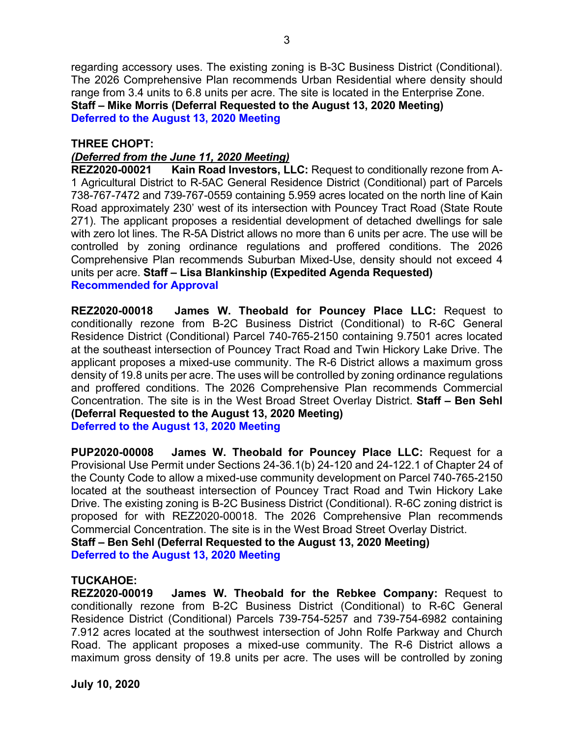regarding accessory uses. The existing zoning is B-3C Business District (Conditional). The 2026 Comprehensive Plan recommends Urban Residential where density should range from 3.4 units to 6.8 units per acre. The site is located in the Enterprise Zone.
**Staff – Mike Morris (Deferral Requested to the August 13, 2020 Meeting)**
**Deferred to the August 13, 2020 Meeting**

**THREE CHOPT:**

***(Deferred from the June 11, 2020 Meeting)***

**REZ2020-00021 Kain Road Investors, LLC:** Request to conditionally rezone from A-1 Agricultural District to R-5AC General Residence District (Conditional) part of Parcels 738-767-7472 and 739-767-0559 containing 5.959 acres located on the north line of Kain Road approximately 230' west of its intersection with Pouncey Tract Road (State Route 271). The applicant proposes a residential development of detached dwellings for sale with zero lot lines. The R-5A District allows no more than 6 units per acre. The use will be controlled by zoning ordinance regulations and proffered conditions. The 2026 Comprehensive Plan recommends Suburban Mixed-Use, density should not exceed 4 units per acre. **Staff – Lisa Blankinship (Expedited Agenda Requested)**
**Recommended for Approval**

**REZ2020-00018 James W. Theobald for Pouncey Place LLC:** Request to conditionally rezone from B-2C Business District (Conditional) to R-6C General Residence District (Conditional) Parcel 740-765-2150 containing 9.7501 acres located at the southeast intersection of Pouncey Tract Road and Twin Hickory Lake Drive. The applicant proposes a mixed-use community. The R-6 District allows a maximum gross density of 19.8 units per acre. The uses will be controlled by zoning ordinance regulations and proffered conditions. The 2026 Comprehensive Plan recommends Commercial Concentration. The site is in the West Broad Street Overlay District. **Staff – Ben Sehl (Deferral Requested to the August 13, 2020 Meeting)**
**Deferred to the August 13, 2020 Meeting**

**PUP2020-00008 James W. Theobald for Pouncey Place LLC:** Request for a Provisional Use Permit under Sections 24-36.1(b) 24-120 and 24-122.1 of Chapter 24 of the County Code to allow a mixed-use community development on Parcel 740-765-2150 located at the southeast intersection of Pouncey Tract Road and Twin Hickory Lake Drive. The existing zoning is B-2C Business District (Conditional). R-6C zoning district is proposed for with REZ2020-00018. The 2026 Comprehensive Plan recommends Commercial Concentration. The site is in the West Broad Street Overlay District.
**Staff – Ben Sehl (Deferral Requested to the August 13, 2020 Meeting)**
**Deferred to the August 13, 2020 Meeting**

**TUCKAHOE:**

**REZ2020-00019 James W. Theobald for the Rebkee Company:** Request to conditionally rezone from B-2C Business District (Conditional) to R-6C General Residence District (Conditional) Parcels 739-754-5257 and 739-754-6982 containing 7.912 acres located at the southwest intersection of John Rolfe Parkway and Church Road. The applicant proposes a mixed-use community. The R-6 District allows a maximum gross density of 19.8 units per acre. The uses will be controlled by zoning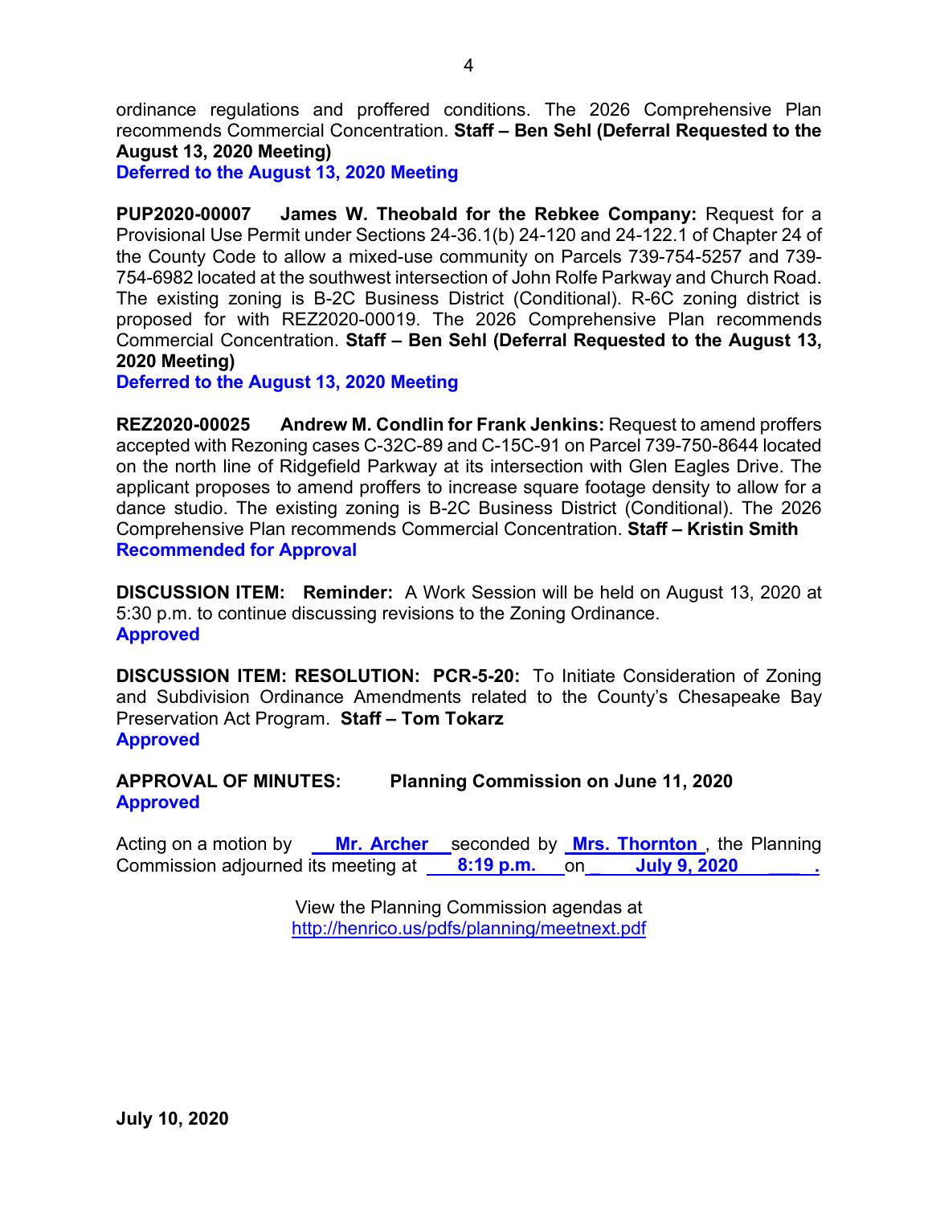ordinance regulations and proffered conditions. The 2026 Comprehensive Plan recommends Commercial Concentration. **Staff – Ben Sehl (Deferral Requested to the August 13, 2020 Meeting)**
**Deferred to the August 13, 2020 Meeting**

**PUP2020-00007 James W. Theobald for the Rebkee Company:** Request for a Provisional Use Permit under Sections 24-36.1(b) 24-120 and 24-122.1 of Chapter 24 of the County Code to allow a mixed-use community on Parcels 739-754-5257 and 739-754-6982 located at the southwest intersection of John Rolfe Parkway and Church Road. The existing zoning is B-2C Business District (Conditional). R-6C zoning district is proposed for with REZ2020-00019. The 2026 Comprehensive Plan recommends Commercial Concentration. **Staff – Ben Sehl (Deferral Requested to the August 13, 2020 Meeting)**
**Deferred to the August 13, 2020 Meeting**

**REZ2020-00025 Andrew M. Condlin for Frank Jenkins:** Request to amend proffers accepted with Rezoning cases C-32C-89 and C-15C-91 on Parcel 739-750-8644 located on the north line of Ridgefield Parkway at its intersection with Glen Eagles Drive. The applicant proposes to amend proffers to increase square footage density to allow for a dance studio. The existing zoning is B-2C Business District (Conditional). The 2026 Comprehensive Plan recommends Commercial Concentration. **Staff – Kristin Smith**
**Recommended for Approval**

**DISCUSSION ITEM: Reminder:** A Work Session will be held on August 13, 2020 at 5:30 p.m. to continue discussing revisions to the Zoning Ordinance.
**Approved**

**DISCUSSION ITEM: RESOLUTION: PCR-5-20:** To Initiate Consideration of Zoning and Subdivision Ordinance Amendments related to the County's Chesapeake Bay Preservation Act Program. **Staff – Tom Tokarz**
**Approved**

**APPROVAL OF MINUTES: Planning Commission on June 11, 2020**
**Approved**

Acting on a motion by **Mr. Archer** seconded by **Mrs. Thornton**, the Planning Commission adjourned its meeting at **8:19 p.m.** on **July 9, 2020**.

View the Planning Commission agendas at
http://henrico.us/pdfs/planning/meetnext.pdf

**July 10, 2020**